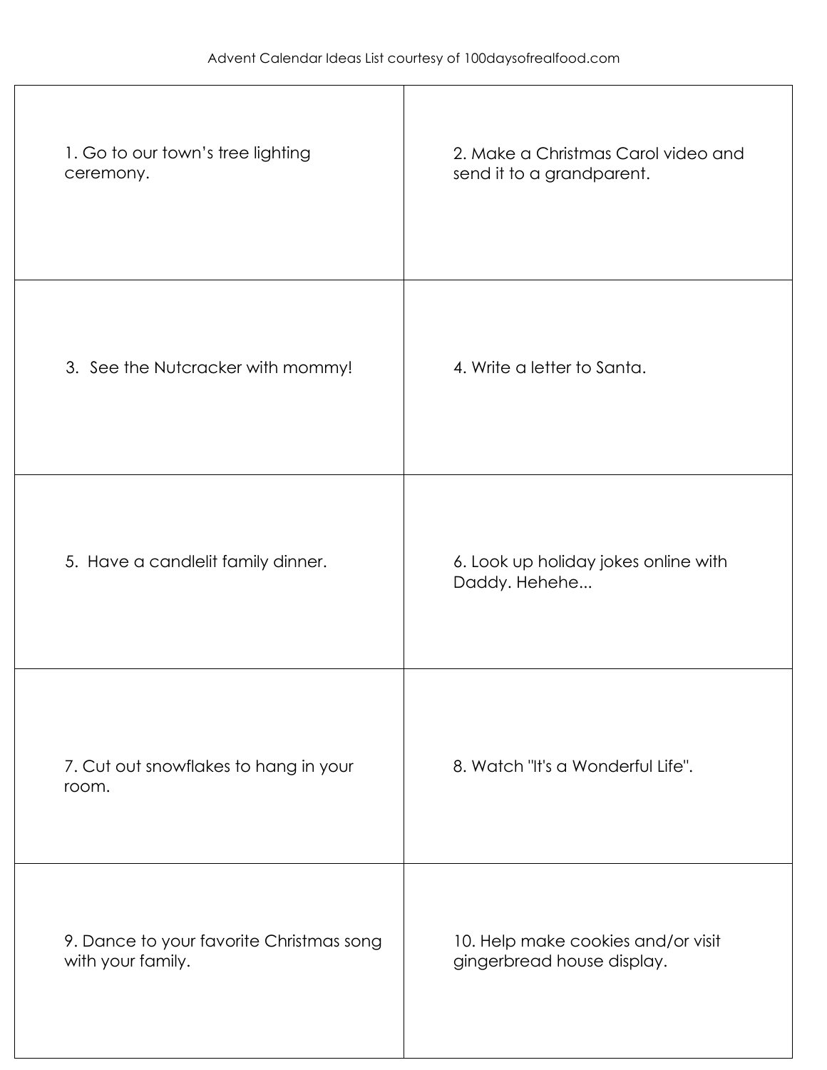Advent Calendar Ideas List courtesy of 100daysofrealfood.com

| | |
|---|---|
| 1. Go to our town’s tree lighting ceremony. | 2. Make a Christmas Carol video and send it to a grandparent. |
| 3.  See the Nutcracker with mommy! | 4. Write a letter to Santa. |
| 5.  Have a candlelit family dinner. | 6. Look up holiday jokes online with Daddy. Hehehe... |
| 7. Cut out snowflakes to hang in your room. | 8. Watch "It's a Wonderful Life". |
| 9. Dance to your favorite Christmas song with your family. | 10. Help make cookies and/or visit gingerbread house display. |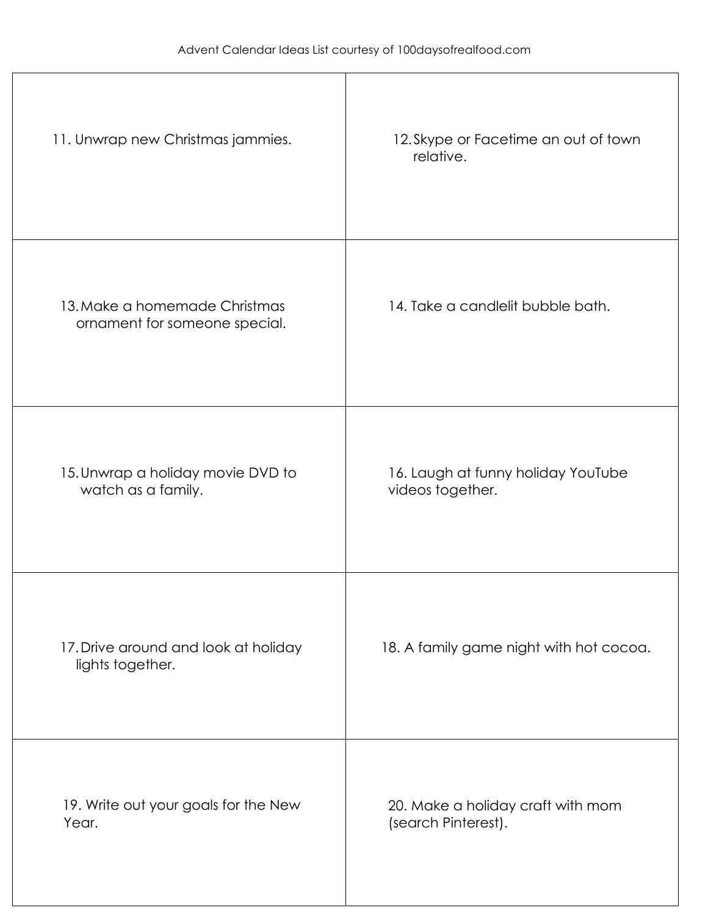11. Unwrap new Christmas jammies.
12. Skype or Facetime an out of town relative.
13. Make a homemade Christmas ornament for someone special.
14. Take a candlelit bubble bath.
15. Unwrap a holiday movie DVD to watch as a family.
16. Laugh at funny holiday YouTube videos together.
17. Drive around and look at holiday lights together.
18. A family game night with hot cocoa.
19. Write out your goals for the New Year.
20. Make a holiday craft with mom (search Pinterest).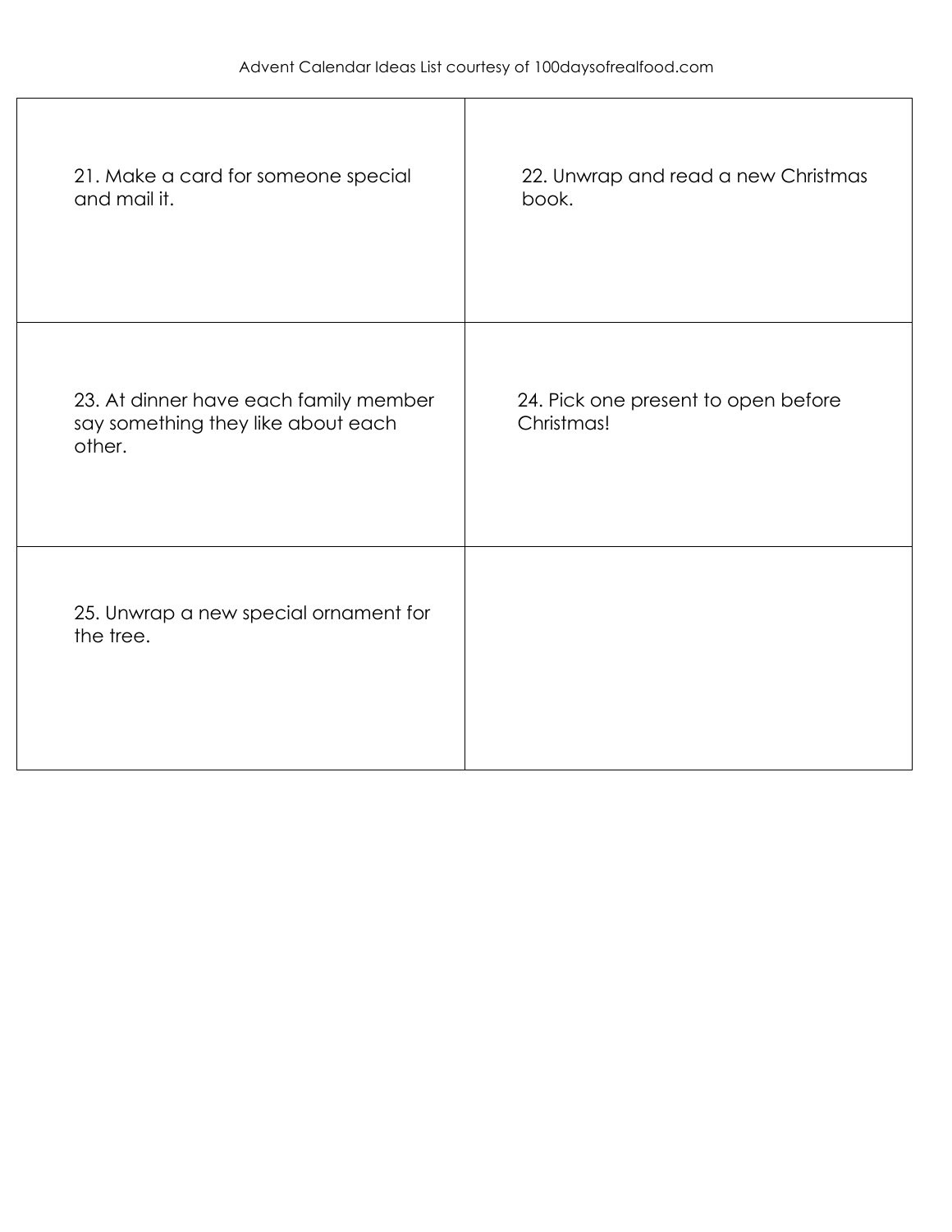| | |
|---|---|
| 21. Make a card for someone special and mail it. | 22. Unwrap and read a new Christmas book. |
| 23. At dinner have each family member say something they like about each other. | 24. Pick one present to open before Christmas! |
| 25. Unwrap a new special ornament for the tree. | |